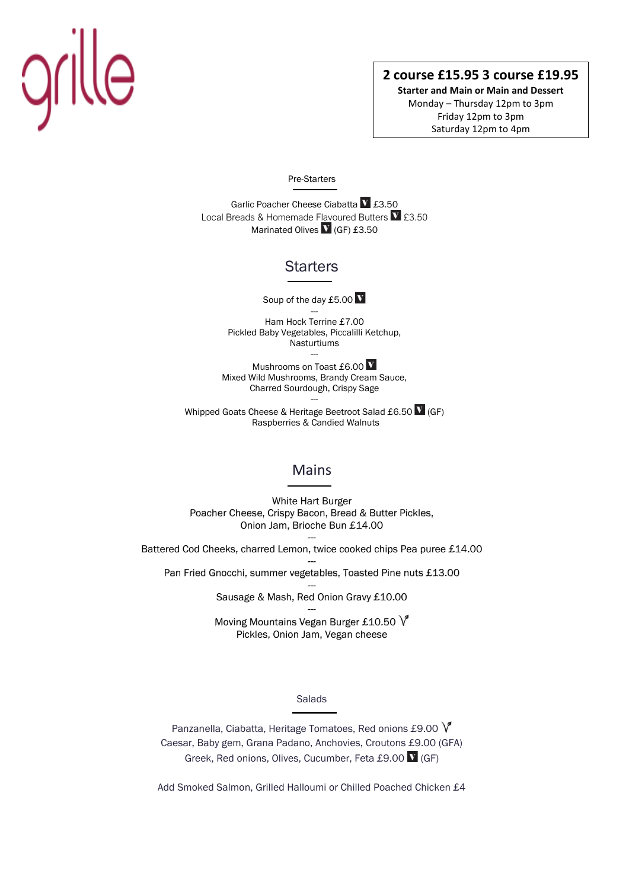# grille

**2 course £15.95 3 course £19.95**

**Starter and Main or Main and Dessert**

Monday – Thursday 12pm to 3pm

Friday 12pm to 3pm

Saturday 12pm to 4pm

### Pre-Starters

Garlic Poacher Cheese Ciabatta V £3.50

Local Breads & Homemade Flavoured Butters V £3.50

Marinated Olives V (GF) £3.50

## Starters

Soup of the day £5.00 V

---

Ham Hock Terrine £7.00
Pickled Baby Vegetables, Piccalilli Ketchup, Nasturtiums

---

Mushrooms on Toast £6.00 V
Mixed Wild Mushrooms, Brandy Cream Sauce, Charred Sourdough, Crispy Sage

---

Whipped Goats Cheese & Heritage Beetroot Salad £6.50 V (GF)
Raspberries & Candied Walnuts

## Mains

White Hart Burger
Poacher Cheese, Crispy Bacon, Bread & Butter Pickles, Onion Jam, Brioche Bun £14.00

---

Battered Cod Cheeks, charred Lemon, twice cooked chips Pea puree £14.00

---

Pan Fried Gnocchi, summer vegetables, Toasted Pine nuts £13.00

---

Sausage & Mash, Red Onion Gravy £10.00

---

Moving Mountains Vegan Burger £10.50 Vg
Pickles, Onion Jam, Vegan cheese

### Salads

Panzanella, Ciabatta, Heritage Tomatoes, Red onions £9.00 Vg

Caesar, Baby gem, Grana Padano, Anchovies, Croutons £9.00 (GFA)

Greek, Red onions, Olives, Cucumber, Feta £9.00 V (GF)

Add Smoked Salmon, Grilled Halloumi or Chilled Poached Chicken £4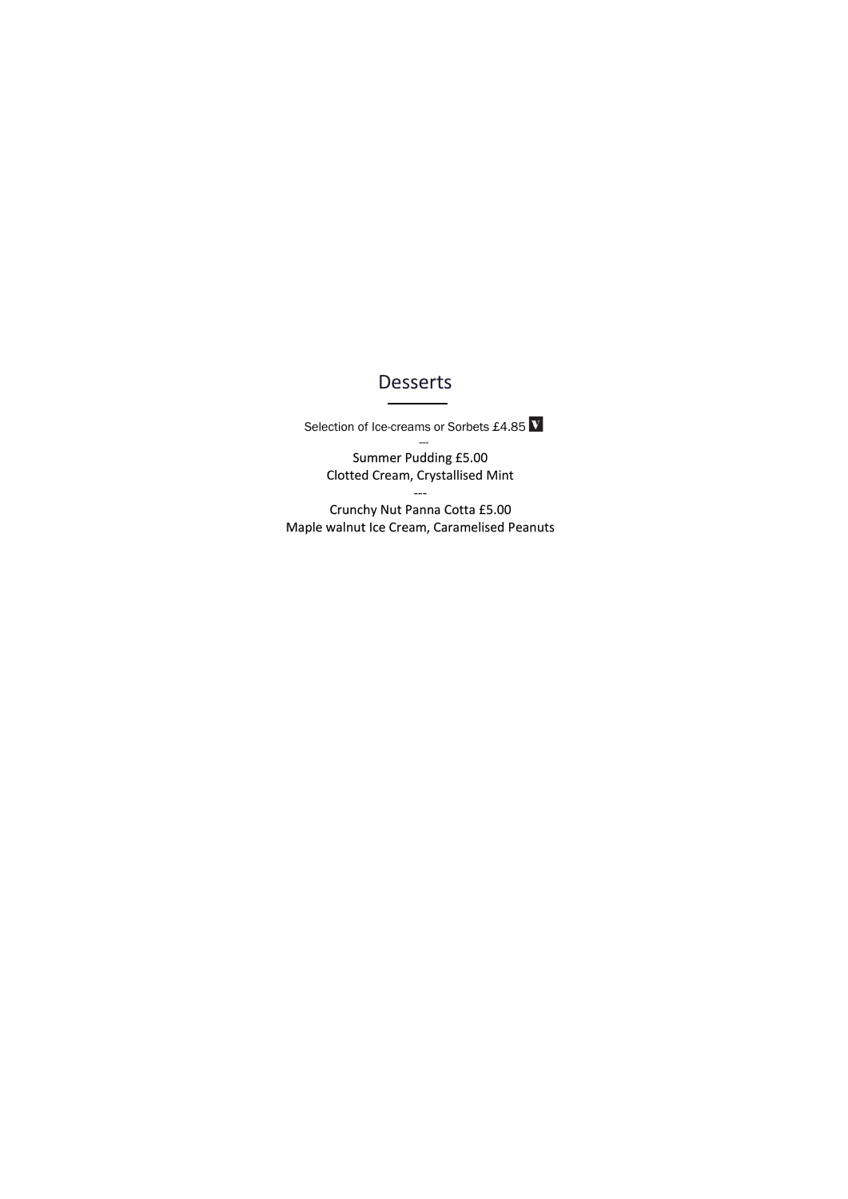# Desserts

Selection of Ice-creams or Sorbets £4.85 V

---

Summer Pudding £5.00
Clotted Cream, Crystallised Mint

---

Crunchy Nut Panna Cotta £5.00
Maple walnut Ice Cream, Caramelised Peanuts